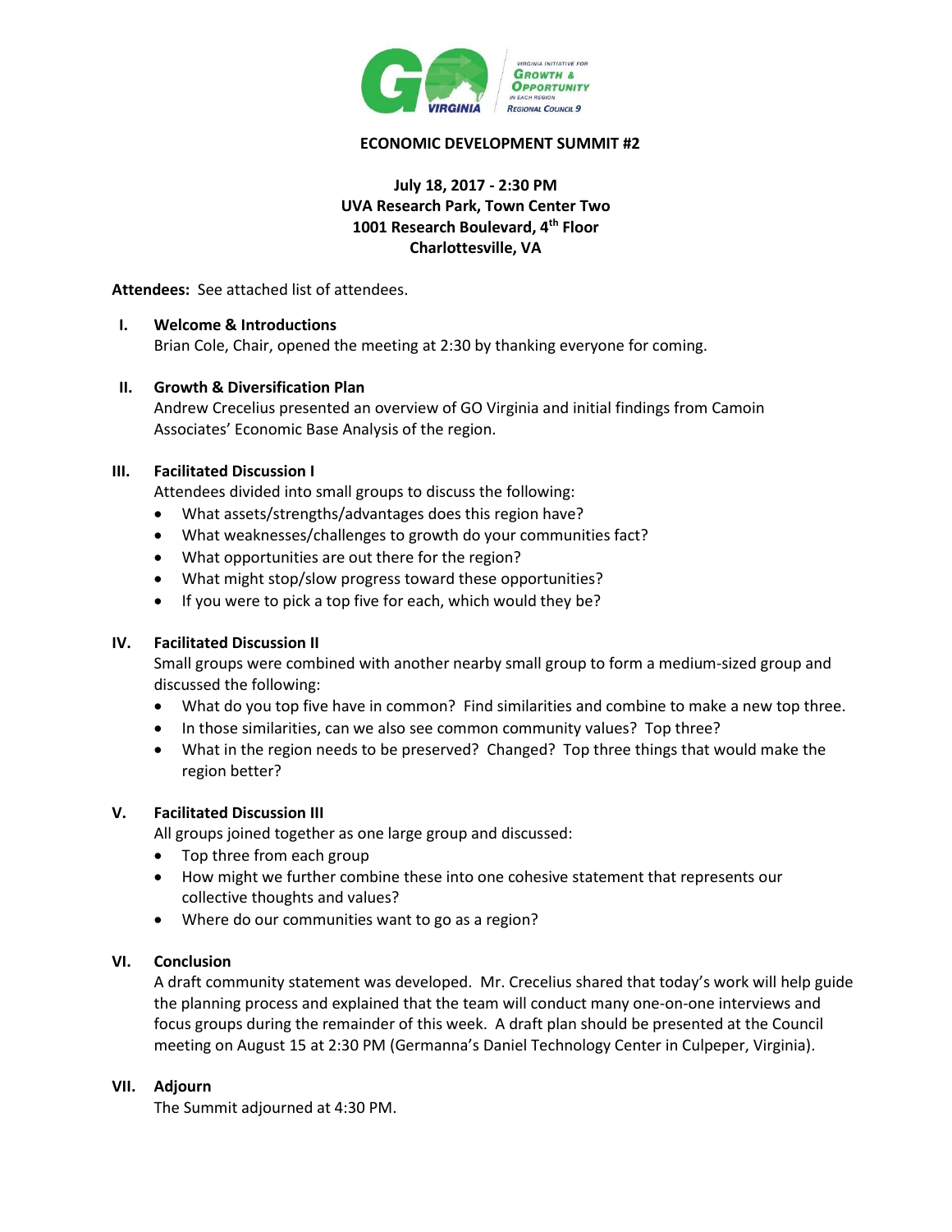**ECONOMIC DEVELOPMENT SUMMIT #2**

**July 18, 2017 - 2:30 PM**
**UVA Research Park, Town Center Two**
**1001 Research Boulevard, 4th Floor**
**Charlottesville, VA**

**Attendees:** See attached list of attendees.

## I. Welcome & Introductions

Brian Cole, Chair, opened the meeting at 2:30 by thanking everyone for coming.

## II. Growth & Diversification Plan

Andrew Crecelius presented an overview of GO Virginia and initial findings from Camoin Associates' Economic Base Analysis of the region.

## III. Facilitated Discussion I

Attendees divided into small groups to discuss the following:

- What assets/strengths/advantages does this region have?
- What weaknesses/challenges to growth do your communities fact?
- What opportunities are out there for the region?
- What might stop/slow progress toward these opportunities?
- If you were to pick a top five for each, which would they be?

## IV. Facilitated Discussion II

Small groups were combined with another nearby small group to form a medium-sized group and discussed the following:

- What do you top five have in common? Find similarities and combine to make a new top three.
- In those similarities, can we also see common community values? Top three?
- What in the region needs to be preserved? Changed? Top three things that would make the region better?

## V. Facilitated Discussion III

All groups joined together as one large group and discussed:

- Top three from each group
- How might we further combine these into one cohesive statement that represents our collective thoughts and values?
- Where do our communities want to go as a region?

## VI. Conclusion

A draft community statement was developed. Mr. Crecelius shared that today's work will help guide the planning process and explained that the team will conduct many one-on-one interviews and focus groups during the remainder of this week. A draft plan should be presented at the Council meeting on August 15 at 2:30 PM (Germanna's Daniel Technology Center in Culpeper, Virginia).

## VII. Adjourn

The Summit adjourned at 4:30 PM.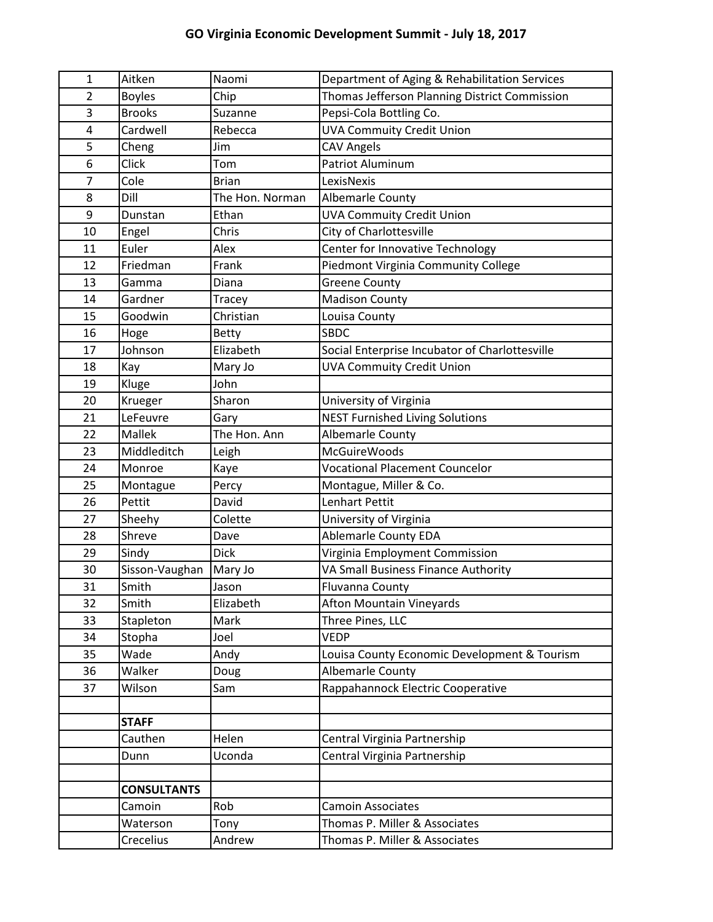# GO Virginia Economic Development Summit - July 18, 2017

| | | | |
|---|---|---|---|
| 1 | Aitken | Naomi | Department of Aging & Rehabilitation Services |
| 2 | Boyles | Chip | Thomas Jefferson Planning District Commission |
| 3 | Brooks | Suzanne | Pepsi-Cola Bottling Co. |
| 4 | Cardwell | Rebecca | UVA Commuity Credit Union |
| 5 | Cheng | Jim | CAV Angels |
| 6 | Click | Tom | Patriot Aluminum |
| 7 | Cole | Brian | LexisNexis |
| 8 | Dill | The Hon. Norman | Albemarle County |
| 9 | Dunstan | Ethan | UVA Commuity Credit Union |
| 10 | Engel | Chris | City of Charlottesville |
| 11 | Euler | Alex | Center for Innovative Technology |
| 12 | Friedman | Frank | Piedmont Virginia Community College |
| 13 | Gamma | Diana | Greene County |
| 14 | Gardner | Tracey | Madison County |
| 15 | Goodwin | Christian | Louisa County |
| 16 | Hoge | Betty | SBDC |
| 17 | Johnson | Elizabeth | Social Enterprise Incubator of Charlottesville |
| 18 | Kay | Mary Jo | UVA Commuity Credit Union |
| 19 | Kluge | John | |
| 20 | Krueger | Sharon | University of Virginia |
| 21 | LeFeuvre | Gary | NEST Furnished Living Solutions |
| 22 | Mallek | The Hon. Ann | Albemarle County |
| 23 | Middleditch | Leigh | McGuireWoods |
| 24 | Monroe | Kaye | Vocational Placement Councelor |
| 25 | Montague | Percy | Montague, Miller & Co. |
| 26 | Pettit | David | Lenhart Pettit |
| 27 | Sheehy | Colette | University of Virginia |
| 28 | Shreve | Dave | Ablemarle County EDA |
| 29 | Sindy | Dick | Virginia Employment Commission |
| 30 | Sisson-Vaughan | Mary Jo | VA Small Business Finance Authority |
| 31 | Smith | Jason | Fluvanna County |
| 32 | Smith | Elizabeth | Afton Mountain Vineyards |
| 33 | Stapleton | Mark | Three Pines, LLC |
| 34 | Stopha | Joel | VEDP |
| 35 | Wade | Andy | Louisa County Economic Development & Tourism |
| 36 | Walker | Doug | Albemarle County |
| 37 | Wilson | Sam | Rappahannock Electric Cooperative |
| | | | |
| | **STAFF** | | |
| | Cauthen | Helen | Central Virginia Partnership |
| | Dunn | Uconda | Central Virginia Partnership |
| | | | |
| | **CONSULTANTS** | | |
| | Camoin | Rob | Camoin Associates |
| | Waterson | Tony | Thomas P. Miller & Associates |
| | Crecelius | Andrew | Thomas P. Miller & Associates |